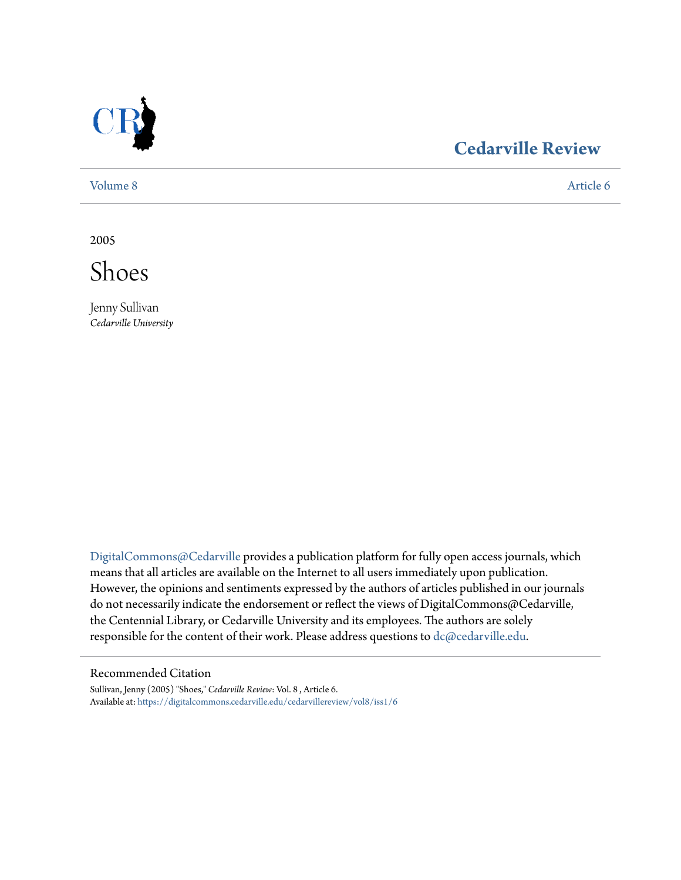Cedarville Review

Volume 8 | Article 6

2005

# Shoes

Jenny Sullivan
*Cedarville University*

DigitalCommons@Cedarville provides a publication platform for fully open access journals, which means that all articles are available on the Internet to all users immediately upon publication. However, the opinions and sentiments expressed by the authors of articles published in our journals do not necessarily indicate the endorsement or reflect the views of DigitalCommons@Cedarville, the Centennial Library, or Cedarville University and its employees. The authors are solely responsible for the content of their work. Please address questions to dc@cedarville.edu.

Recommended Citation

Sullivan, Jenny (2005) "Shoes," *Cedarville Review*: Vol. 8 , Article 6.
Available at: https://digitalcommons.cedarville.edu/cedarvillereview/vol8/iss1/6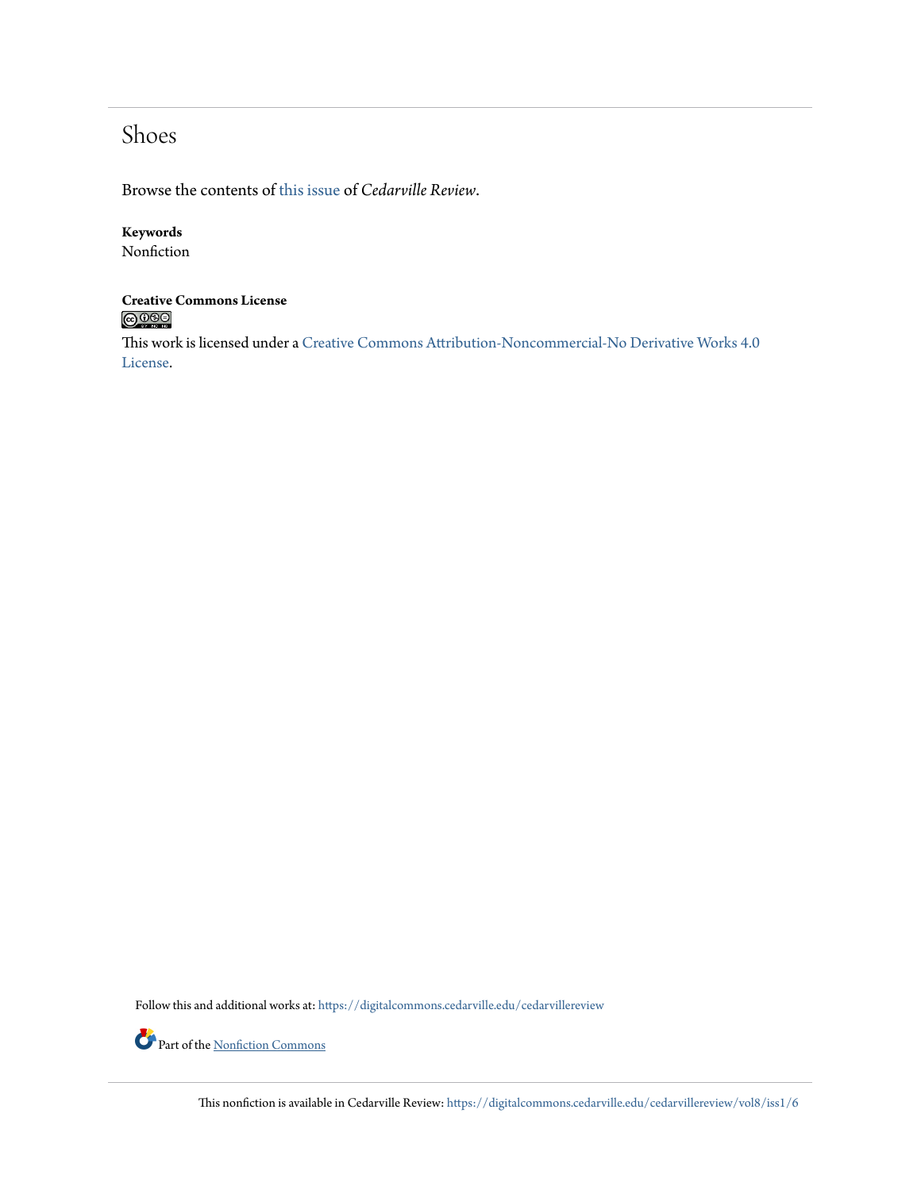# Shoes

Browse the contents of this issue of *Cedarville Review*.

**Keywords**
Nonfiction

**Creative Commons License**

This work is licensed under a Creative Commons Attribution-Noncommercial-No Derivative Works 4.0 License.

Follow this and additional works at: https://digitalcommons.cedarville.edu/cedarvillereview

Part of the Nonfiction Commons

This nonfiction is available in Cedarville Review: https://digitalcommons.cedarville.edu/cedarvillereview/vol8/iss1/6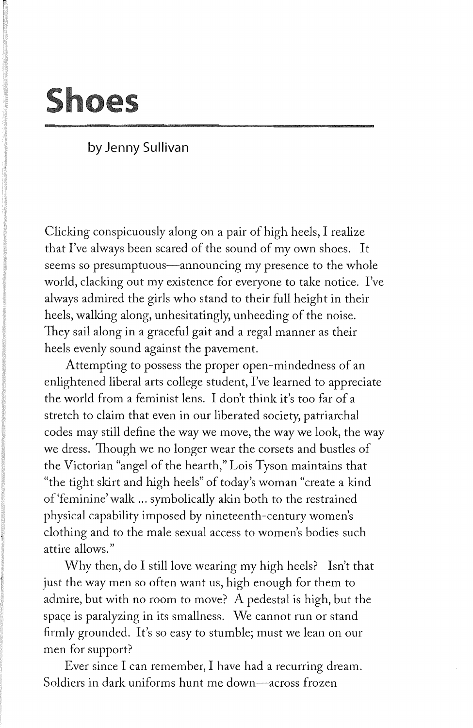# Shoes

by Jenny Sullivan

Clicking conspicuously along on a pair of high heels, I realize that I've always been scared of the sound of my own shoes. It seems so presumptuous—announcing my presence to the whole world, clacking out my existence for everyone to take notice. I've always admired the girls who stand to their full height in their heels, walking along, unhesitatingly, unheeding of the noise. They sail along in a graceful gait and a regal manner as their heels evenly sound against the pavement.

Attempting to possess the proper open-mindedness of an enlightened liberal arts college student, I've learned to appreciate the world from a feminist lens. I don't think it's too far of a stretch to claim that even in our liberated society, patriarchal codes may still define the way we move, the way we look, the way we dress. Though we no longer wear the corsets and bustles of the Victorian "angel of the hearth," Lois Tyson maintains that "the tight skirt and high heels" of today's woman "create a kind of 'feminine' walk ... symbolically akin both to the restrained physical capability imposed by nineteenth-century women's clothing and to the male sexual access to women's bodies such attire allows."

Why then, do I still love wearing my high heels? Isn't that just the way men so often want us, high enough for them to admire, but with no room to move? A pedestal is high, but the space is paralyzing in its smallness. We cannot run or stand firmly grounded. It's so easy to stumble; must we lean on our men for support?

Ever since I can remember, I have had a recurring dream. Soldiers in dark uniforms hunt me down—across frozen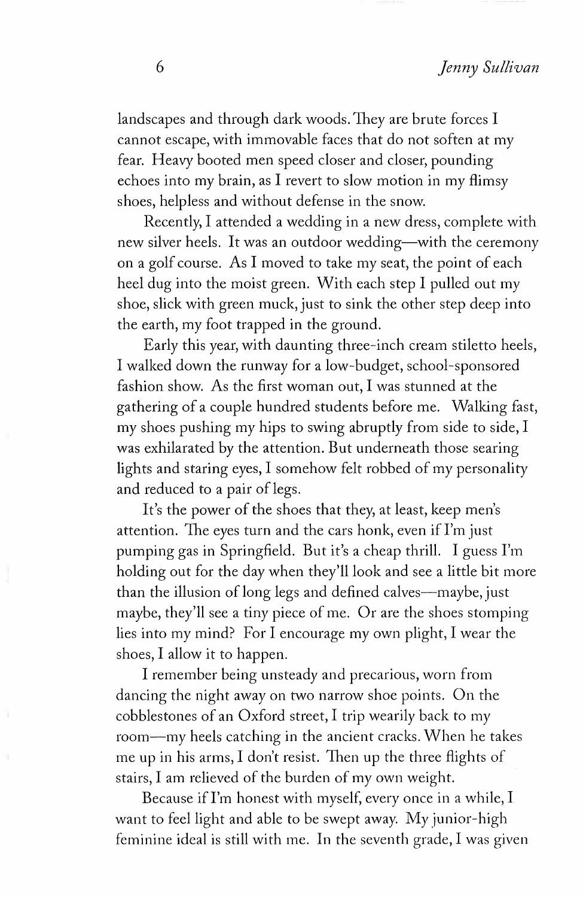landscapes and through dark woods. They are brute forces I cannot escape, with immovable faces that do not soften at my fear. Heavy booted men speed closer and closer, pounding echoes into my brain, as I revert to slow motion in my flimsy shoes, helpless and without defense in the snow.

Recently, I attended a wedding in a new dress, complete with new silver heels. It was an outdoor wedding—with the ceremony on a golf course. As I moved to take my seat, the point of each heel dug into the moist green. With each step I pulled out my shoe, slick with green muck, just to sink the other step deep into the earth, my foot trapped in the ground.

Early this year, with daunting three-inch cream stiletto heels, I walked down the runway for a low-budget, school-sponsored fashion show. As the first woman out, I was stunned at the gathering of a couple hundred students before me. Walking fast, my shoes pushing my hips to swing abruptly from side to side, I was exhilarated by the attention. But underneath those searing lights and staring eyes, I somehow felt robbed of my personality and reduced to a pair of legs.

It's the power of the shoes that they, at least, keep men's attention. The eyes turn and the cars honk, even if I'm just pumping gas in Springfield. But it's a cheap thrill. I guess I'm holding out for the day when they'll look and see a little bit more than the illusion of long legs and defined calves—maybe, just maybe, they'll see a tiny piece of me. Or are the shoes stomping lies into my mind? For I encourage my own plight, I wear the shoes, I allow it to happen.

I remember being unsteady and precarious, worn from dancing the night away on two narrow shoe points. On the cobblestones of an Oxford street, I trip wearily back to my room—my heels catching in the ancient cracks. When he takes me up in his arms, I don't resist. Then up the three flights of stairs, I am relieved of the burden of my own weight.

Because if I'm honest with myself, every once in a while, I want to feel light and able to be swept away. My junior-high feminine ideal is still with me. In the seventh grade, I was given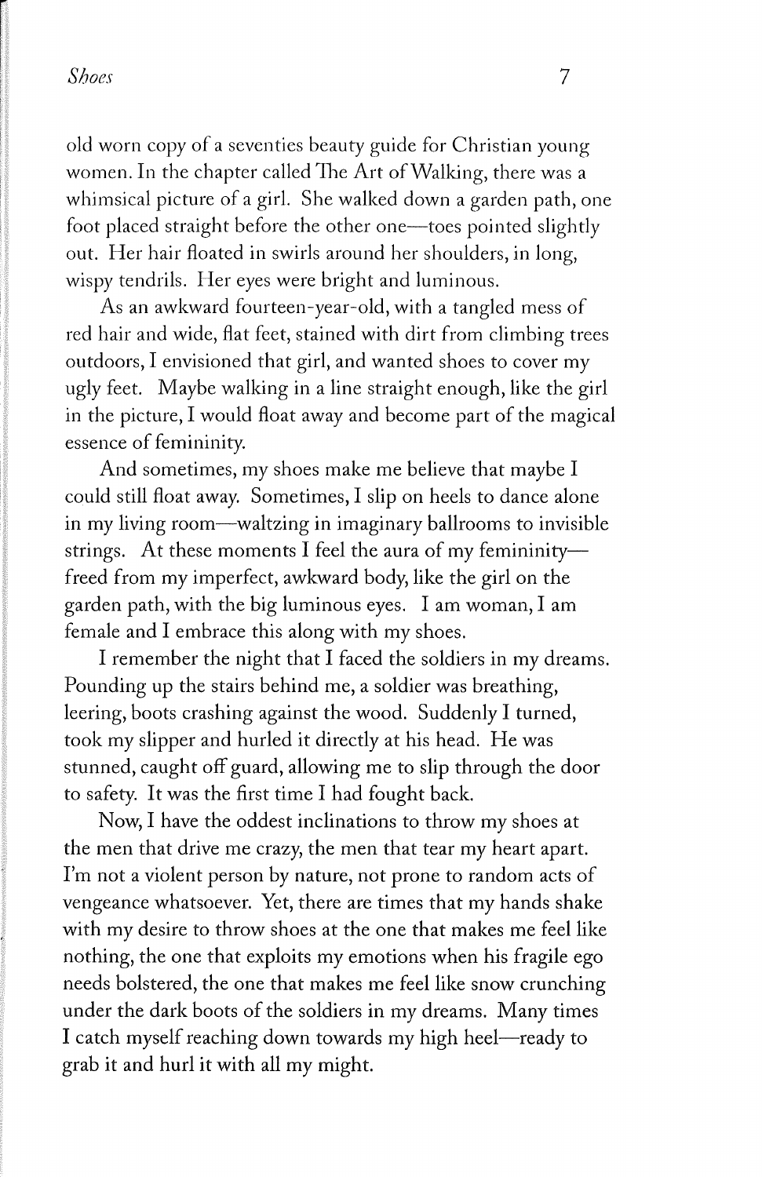old worn copy of a seventies beauty guide for Christian young women. In the chapter called The Art of Walking, there was a whimsical picture of a girl. She walked down a garden path, one foot placed straight before the other one—toes pointed slightly out. Her hair floated in swirls around her shoulders, in long, wispy tendrils. Her eyes were bright and luminous.

As an awkward fourteen-year-old, with a tangled mess of red hair and wide, flat feet, stained with dirt from climbing trees outdoors, I envisioned that girl, and wanted shoes to cover my ugly feet. Maybe walking in a line straight enough, like the girl in the picture, I would float away and become part of the magical essence of femininity.

And sometimes, my shoes make me believe that maybe I could still float away. Sometimes, I slip on heels to dance alone in my living room—waltzing in imaginary ballrooms to invisible strings. At these moments I feel the aura of my femininity—freed from my imperfect, awkward body, like the girl on the garden path, with the big luminous eyes. I am woman, I am female and I embrace this along with my shoes.

I remember the night that I faced the soldiers in my dreams. Pounding up the stairs behind me, a soldier was breathing, leering, boots crashing against the wood. Suddenly I turned, took my slipper and hurled it directly at his head. He was stunned, caught off guard, allowing me to slip through the door to safety. It was the first time I had fought back.

Now, I have the oddest inclinations to throw my shoes at the men that drive me crazy, the men that tear my heart apart. I'm not a violent person by nature, not prone to random acts of vengeance whatsoever. Yet, there are times that my hands shake with my desire to throw shoes at the one that makes me feel like nothing, the one that exploits my emotions when his fragile ego needs bolstered, the one that makes me feel like snow crunching under the dark boots of the soldiers in my dreams. Many times I catch myself reaching down towards my high heel—ready to grab it and hurl it with all my might.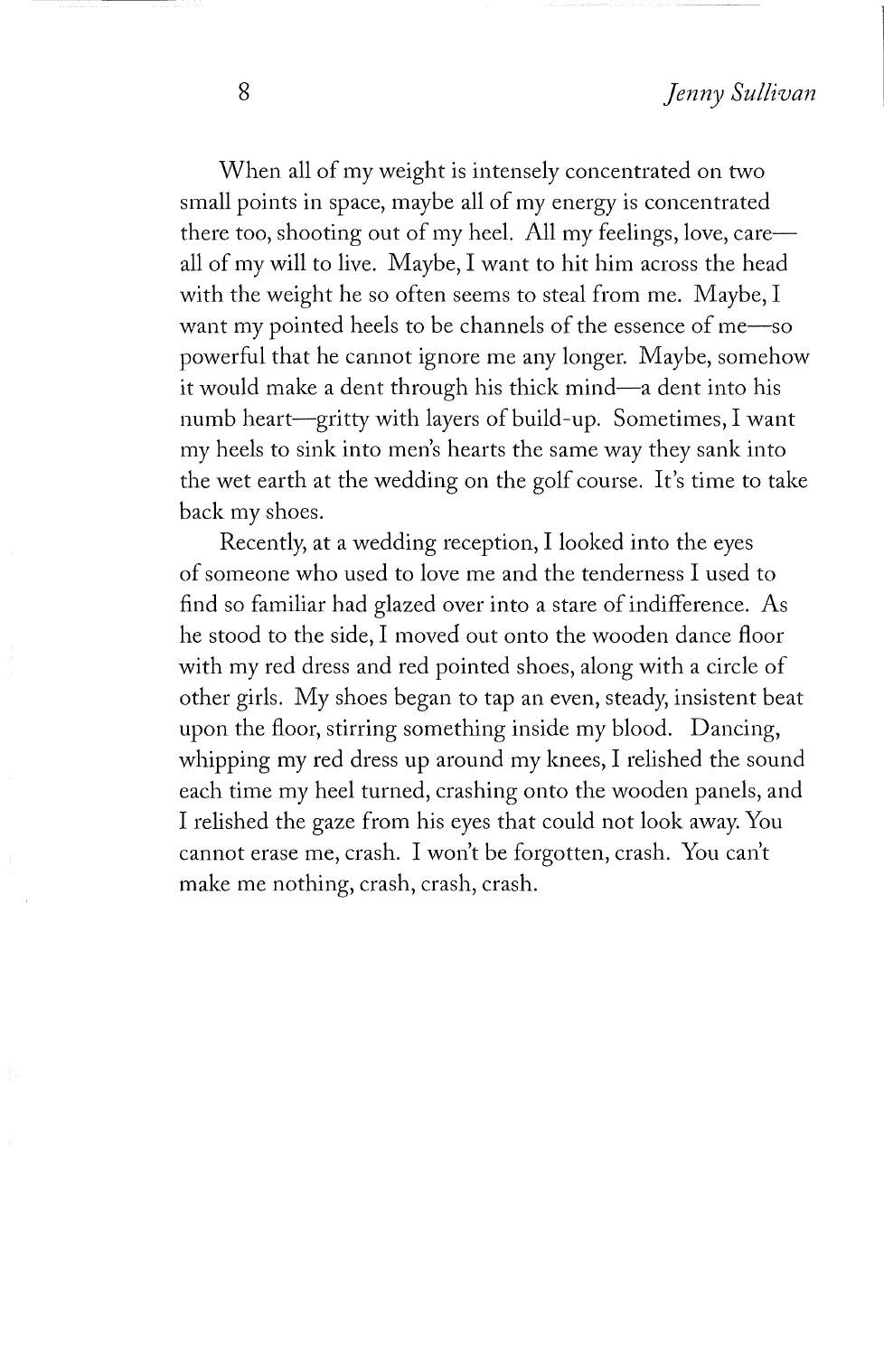When all of my weight is intensely concentrated on two small points in space, maybe all of my energy is concentrated there too, shooting out of my heel. All my feelings, love, care—all of my will to live. Maybe, I want to hit him across the head with the weight he so often seems to steal from me. Maybe, I want my pointed heels to be channels of the essence of me—so powerful that he cannot ignore me any longer. Maybe, somehow it would make a dent through his thick mind—a dent into his numb heart—gritty with layers of build-up. Sometimes, I want my heels to sink into men's hearts the same way they sank into the wet earth at the wedding on the golf course. It's time to take back my shoes.

Recently, at a wedding reception, I looked into the eyes of someone who used to love me and the tenderness I used to find so familiar had glazed over into a stare of indifference. As he stood to the side, I moved out onto the wooden dance floor with my red dress and red pointed shoes, along with a circle of other girls. My shoes began to tap an even, steady, insistent beat upon the floor, stirring something inside my blood. Dancing, whipping my red dress up around my knees, I relished the sound each time my heel turned, crashing onto the wooden panels, and I relished the gaze from his eyes that could not look away. You cannot erase me, crash. I won't be forgotten, crash. You can't make me nothing, crash, crash, crash.